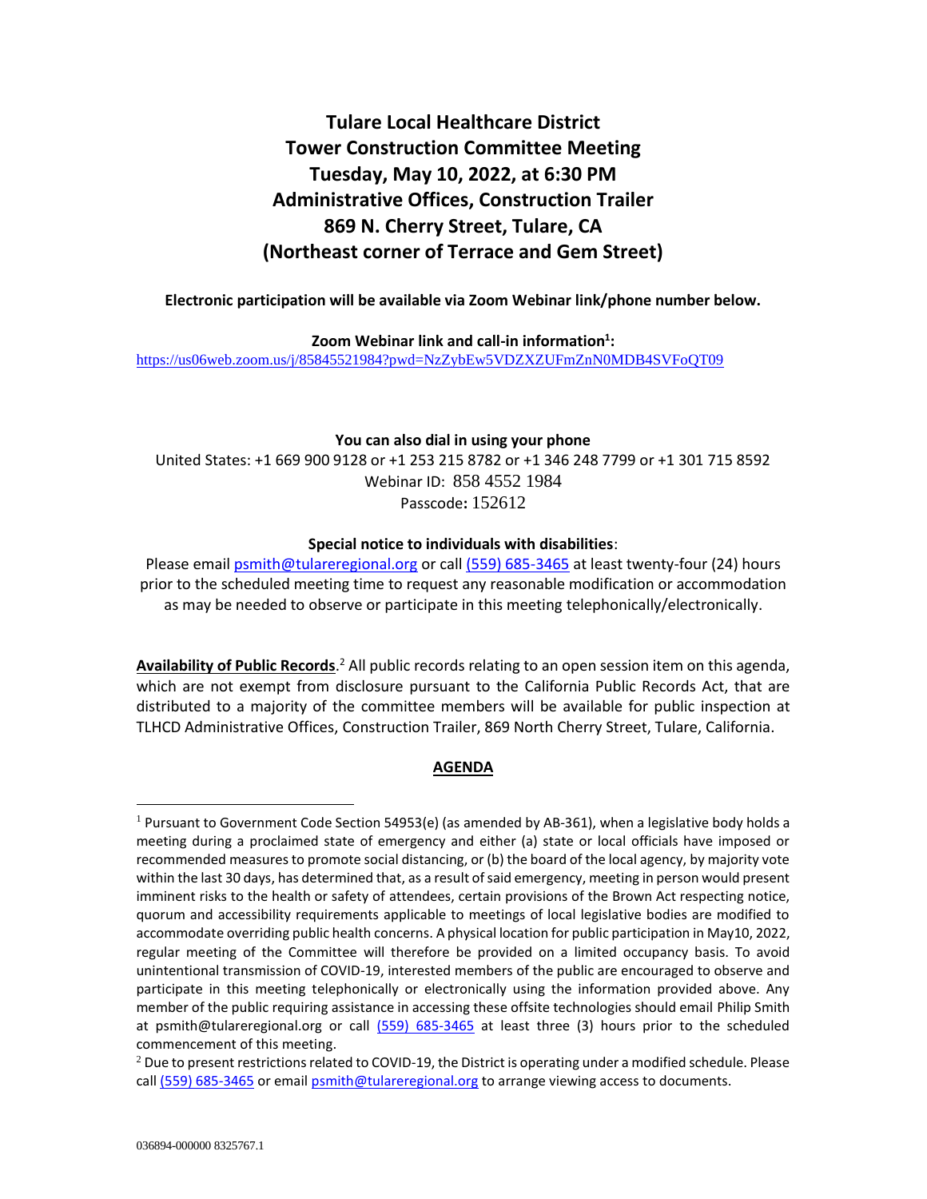# Tulare Local Healthcare District
# Tower Construction Committee Meeting
# Tuesday, May 10, 2022, at 6:30 PM
# Administrative Offices, Construction Trailer
# 869 N. Cherry Street, Tulare, CA
# (Northeast corner of Terrace and Gem Street)

**Electronic participation will be available via Zoom Webinar link/phone number below.**

**Zoom Webinar link and call-in information[1]:**
https://us06web.zoom.us/j/85845521984?pwd=NzZybEw5VDZXZUFmZnN0MDB4SVFoQT09

**You can also dial in using your phone**
United States: +1 669 900 9128 or +1 253 215 8782 or +1 346 248 7799 or +1 301 715 8592
Webinar ID: 858 4552 1984
Passcode**:** 152612

**Special notice to individuals with disabilities**:
Please email psmith@tulareregional.org or call (559) 685-3465 at least twenty-four (24) hours prior to the scheduled meeting time to request any reasonable modification or accommodation as may be needed to observe or participate in this meeting telephonically/electronically.

**Availability of Public Records**.[2] All public records relating to an open session item on this agenda, which are not exempt from disclosure pursuant to the California Public Records Act, that are distributed to a majority of the committee members will be available for public inspection at TLHCD Administrative Offices, Construction Trailer, 869 North Cherry Street, Tulare, California.

## AGENDA

---

[1] Pursuant to Government Code Section 54953(e) (as amended by AB-361), when a legislative body holds a meeting during a proclaimed state of emergency and either (a) state or local officials have imposed or recommended measures to promote social distancing, or (b) the board of the local agency, by majority vote within the last 30 days, has determined that, as a result of said emergency, meeting in person would present imminent risks to the health or safety of attendees, certain provisions of the Brown Act respecting notice, quorum and accessibility requirements applicable to meetings of local legislative bodies are modified to accommodate overriding public health concerns. A physical location for public participation in May10, 2022, regular meeting of the Committee will therefore be provided on a limited occupancy basis. To avoid unintentional transmission of COVID-19, interested members of the public are encouraged to observe and participate in this meeting telephonically or electronically using the information provided above. Any member of the public requiring assistance in accessing these offsite technologies should email Philip Smith at psmith@tulareregional.org or call (559) 685-3465 at least three (3) hours prior to the scheduled commencement of this meeting.

[2] Due to present restrictions related to COVID-19, the District is operating under a modified schedule. Please call (559) 685-3465 or email psmith@tulareregional.org to arrange viewing access to documents.

036894-000000 8325767.1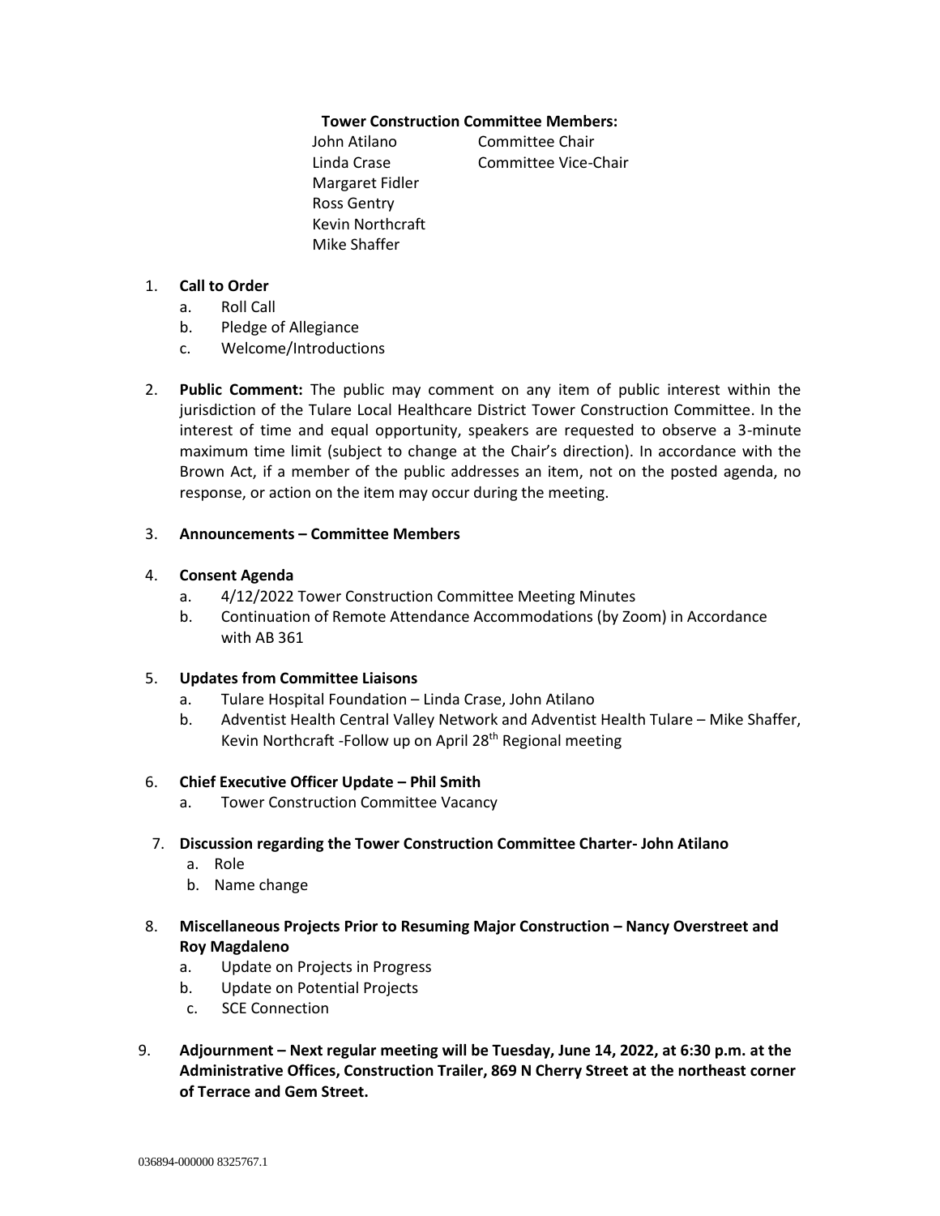**Tower Construction Committee Members:**

John Atilano — Committee Chair
Linda Crase — Committee Vice-Chair
Margaret Fidler
Ross Gentry
Kevin Northcraft
Mike Shaffer

1. **Call to Order**
   a. Roll Call
   b. Pledge of Allegiance
   c. Welcome/Introductions

2. **Public Comment:** The public may comment on any item of public interest within the jurisdiction of the Tulare Local Healthcare District Tower Construction Committee. In the interest of time and equal opportunity, speakers are requested to observe a 3-minute maximum time limit (subject to change at the Chair's direction). In accordance with the Brown Act, if a member of the public addresses an item, not on the posted agenda, no response, or action on the item may occur during the meeting.

3. **Announcements – Committee Members**

4. **Consent Agenda**
   a. 4/12/2022 Tower Construction Committee Meeting Minutes
   b. Continuation of Remote Attendance Accommodations (by Zoom) in Accordance with AB 361

5. **Updates from Committee Liaisons**
   a. Tulare Hospital Foundation – Linda Crase, John Atilano
   b. Adventist Health Central Valley Network and Adventist Health Tulare – Mike Shaffer, Kevin Northcraft -Follow up on April 28th Regional meeting

6. **Chief Executive Officer Update – Phil Smith**
   a. Tower Construction Committee Vacancy

7. **Discussion regarding the Tower Construction Committee Charter- John Atilano**
   a. Role
   b. Name change

8. **Miscellaneous Projects Prior to Resuming Major Construction – Nancy Overstreet and Roy Magdaleno**
   a. Update on Projects in Progress
   b. Update on Potential Projects
   c. SCE Connection

9. **Adjournment – Next regular meeting will be Tuesday, June 14, 2022, at 6:30 p.m. at the Administrative Offices, Construction Trailer, 869 N Cherry Street at the northeast corner of Terrace and Gem Street.**

036894-000000 8325767.1